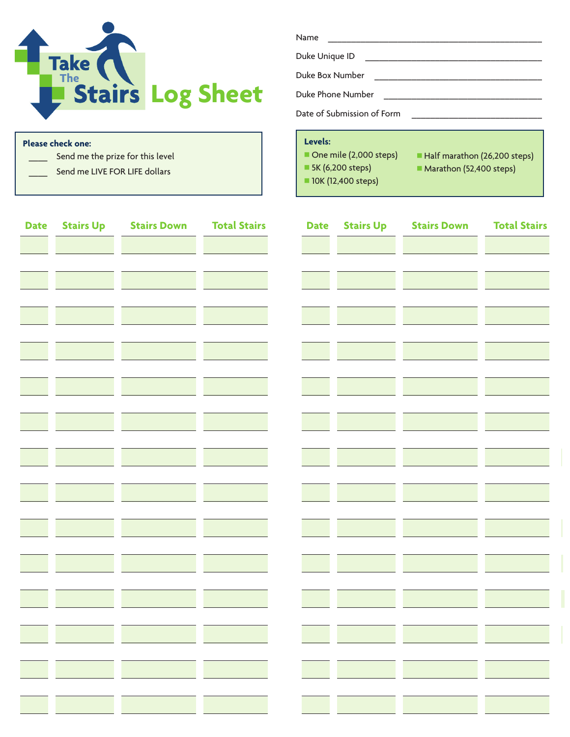# Take The Stairs Log Sheet

Name ______________________________

Duke Unique ID ______________________________

Duke Box Number ______________________________

Duke Phone Number ______________________________

Date of Submission of Form ______________________________

**Please check one:**

____ Send me the prize for this level

____ Send me LIVE FOR LIFE dollars

**Levels:**

- One mile (2,000 steps)
- 5K (6,200 steps)
- 10K (12,400 steps)
- Half marathon (26,200 steps)
- Marathon (52,400 steps)

| Date | Stairs Up | Stairs Down | Total Stairs |
|---|---|---|---|
| | | | |
| | | | |
| | | | |
| | | | |
| | | | |
| | | | |
| | | | |
| | | | |
| | | | |
| | | | |
| | | | |
| | | | |
| | | | |
| | | | |

| Date | Stairs Up | Stairs Down | Total Stairs |
|---|---|---|---|
| | | | |
| | | | |
| | | | |
| | | | |
| | | | |
| | | | |
| | | | |
| | | | |
| | | | |
| | | | |
| | | | |
| | | | |
| | | | |
| | | | |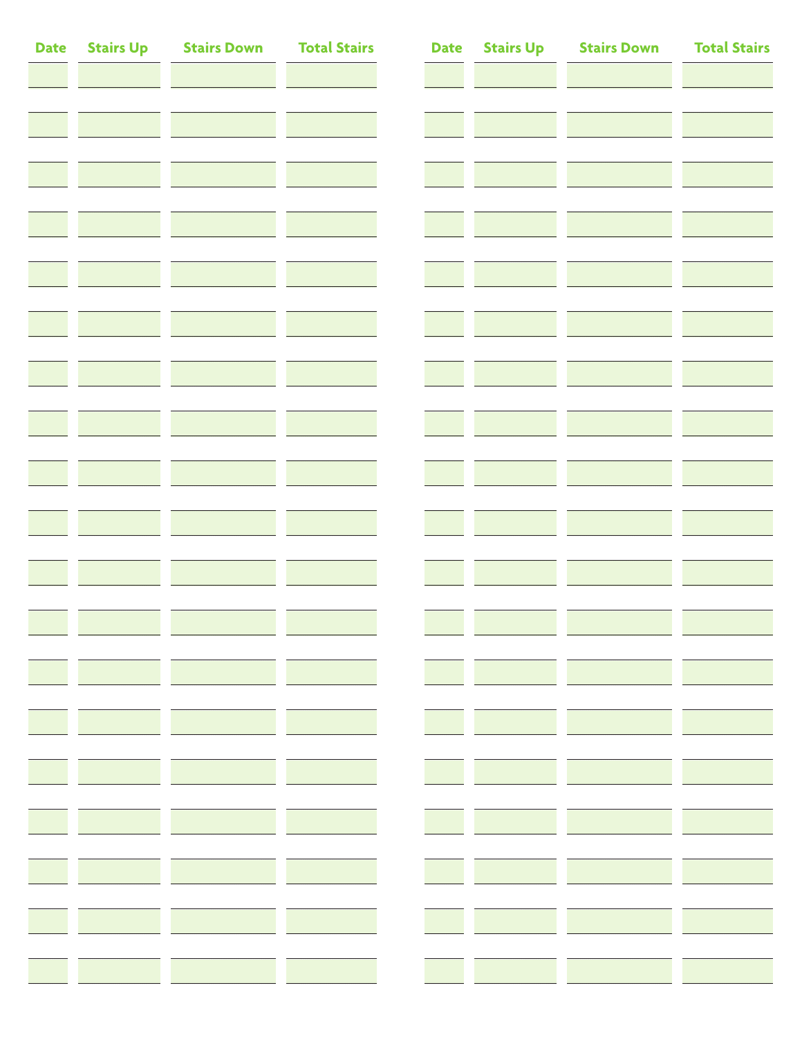| Date | Stairs Up | Stairs Down | Total Stairs |
|---|---|---|---|
| | | | |
| | | | |
| | | | |
| | | | |
| | | | |
| | | | |
| | | | |
| | | | |
| | | | |
| | | | |
| | | | |
| | | | |
| | | | |
| | | | |
| | | | |
| | | | |
| | | | |
| | | | |
| | | | |

| Date | Stairs Up | Stairs Down | Total Stairs |
|---|---|---|---|
| | | | |
| | | | |
| | | | |
| | | | |
| | | | |
| | | | |
| | | | |
| | | | |
| | | | |
| | | | |
| | | | |
| | | | |
| | | | |
| | | | |
| | | | |
| | | | |
| | | | |
| | | | |
| | | | |